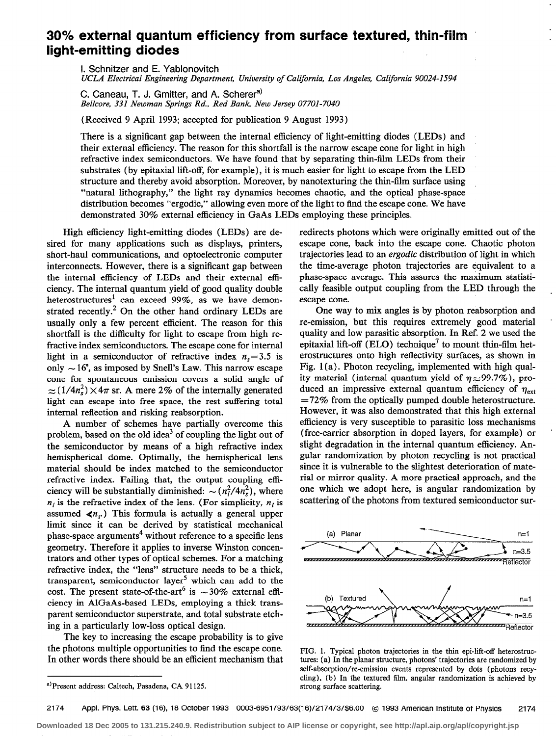# 30% external quantum efficiency from surface textured, thin-film light-emitting diodes

I. Schnitzer and E. Yablonovitch
*UCLA Electrical Engineering Department, University of California, Los Angeles, California 90024-1594*

C. Caneau, T. J. Gmitter, and A. Scherer[a]
*Bellcore, 331 Newman Springs Rd., Red Bank, New Jersey 07701-7040*

(Received 9 April 1993; accepted for publication 9 August 1993)

There is a significant gap between the internal efficiency of light-emitting diodes (LEDs) and their external efficiency. The reason for this shortfall is the narrow escape cone for light in high refractive index semiconductors. We have found that by separating thin-film LEDs from their substrates (by epitaxial lift-off, for example), it is much easier for light to escape from the LED structure and thereby avoid absorption. Moreover, by nanotexturing the thin-film surface using "natural lithography," the light ray dynamics becomes chaotic, and the optical phase-space distribution becomes "ergodic," allowing even more of the light to find the escape cone. We have demonstrated 30% external efficiency in GaAs LEDs employing these principles.

High efficiency light-emitting diodes (LEDs) are desired for many applications such as displays, printers, short-haul communications, and optoelectronic computer interconnects. However, there is a significant gap between the internal efficiency of LEDs and their external efficiency. The internal quantum yield of good quality double heterostructures[1] can exceed 99%, as we have demonstrated recently.[2] On the other hand ordinary LEDs are usually only a few percent efficient. The reason for this shortfall is the difficulty for light to escape from high refractive index semiconductors. The escape cone for internal light in a semiconductor of refractive index $n_s=3.5$ is only $\sim 16°$, as imposed by Snell's Law. This narrow escape cone for spontaneous emission covers a solid angle of $\approx (1/4n_s^2)\times 4\pi$ sr. A mere 2% of the internally generated light can escape into free space, the rest suffering total internal reflection and risking reabsorption.

A number of schemes have partially overcome this problem, based on the old idea[3] of coupling the light out of the semiconductor by means of a high refractive index hemispherical dome. Optimally, the hemispherical lens material should be index matched to the semiconductor refractive index. Failing that, the output coupling efficiency will be substantially diminished: $\sim (n_l^2/4n_s^2)$, where $n_l$ is the refractive index of the lens. (For simplicity, $n_l$ is assumed $\leqslant n_s$.) This formula is actually a general upper limit since it can be derived by statistical mechanical phase-space arguments[4] without reference to a specific lens geometry. Therefore it applies to inverse Winston concentrators and other types of optical schemes. For a matching refractive index, the "lens" structure needs to be a thick, transparent, semiconductor layer[5] which can add to the cost. The present state-of-the-art[6] is $\sim 30\%$ external efficiency in AlGaAs-based LEDs, employing a thick transparent semiconductor superstrate, and total substrate etching in a particularly low-loss optical design.

The key to increasing the escape probability is to give the photons multiple opportunities to find the escape cone. In other words there should be an efficient mechanism that redirects photons which were originally emitted out of the escape cone, back into the escape cone. Chaotic photon trajectories lead to an *ergodic* distribution of light in which the time-average photon trajectories are equivalent to a phase-space average. This assures the maximum statistically feasible output coupling from the LED through the escape cone.

One way to mix angles is by photon reabsorption and re-emission, but this requires extremely good material quality and low parasitic absorption. In Ref. 2 we used the epitaxial lift-off (ELO) technique[7] to mount thin-film heterostructures onto high reflectivity surfaces, as shown in Fig. 1(a). Photon recycling, implemented with high quality material (internal quantum yield of $\eta \approx 99.7\%$), produced an impressive external quantum efficiency of $\eta_{ext}=72\%$ from the optically pumped double heterostructure. However, it was also demonstrated that this high external efficiency is very susceptible to parasitic loss mechanisms (free-carrier absorption in doped layers, for example) or slight degradation in the internal quantum efficiency. Angular randomization by photon recycling is not practical since it is vulnerable to the slightest deterioration of material or mirror quality. A more practical approach, and the one which we adopt here, is angular randomization by scattering of the photons from textured semiconductor sur-

FIG. 1. Typical photon trajectories in the thin epi-lift-off heterostructures: (a) In the planar structure, photons' trajectories are randomized by self-absorption/re-emission events represented by dots (photons recycling), (b) In the textured film, angular randomization is achieved by strong surface scattering.

[a]Present address: Caltech, Pasadena, CA 91125.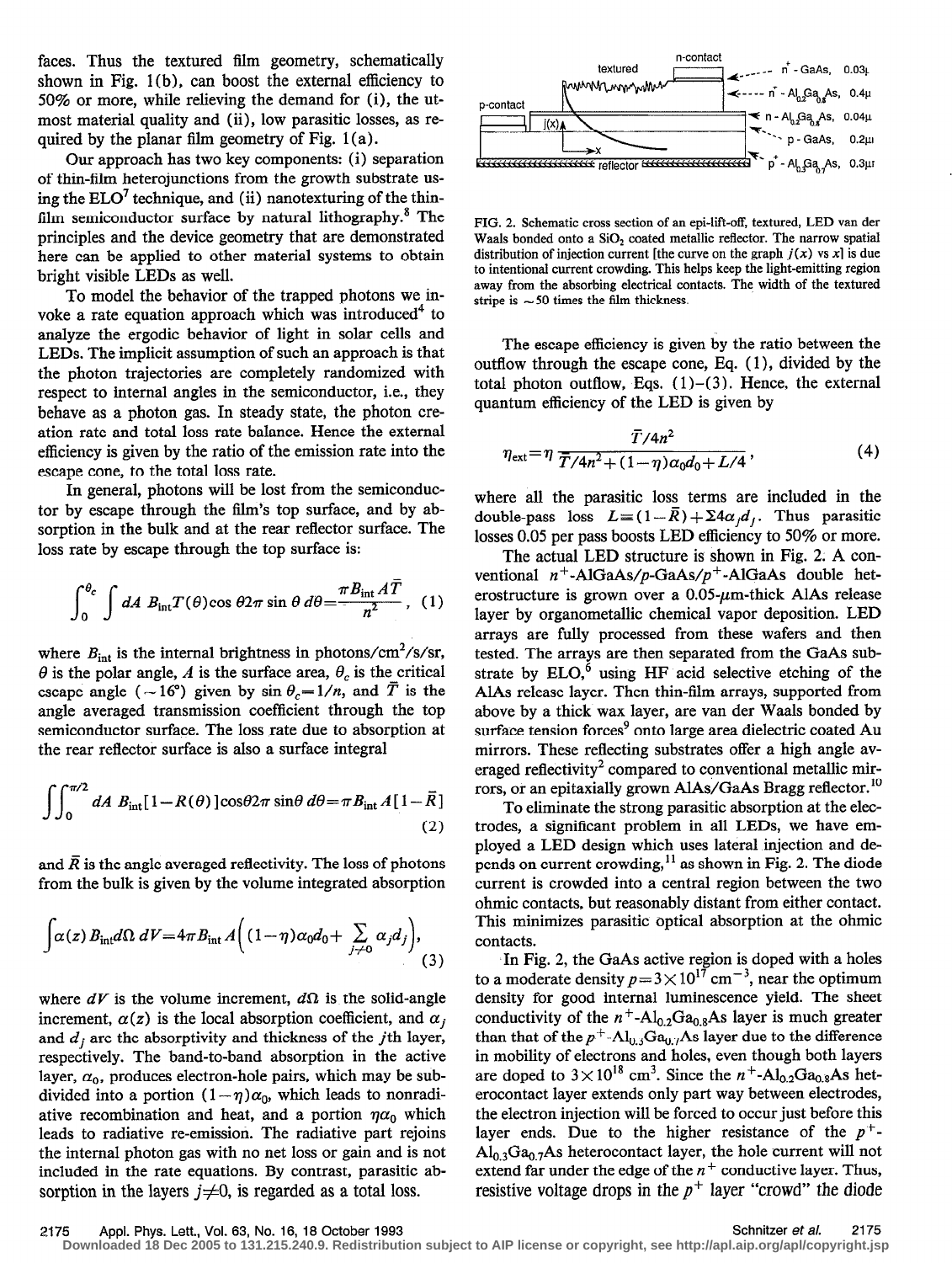faces. Thus the textured film geometry, schematically shown in Fig. 1(b), can boost the external efficiency to 50% or more, while relieving the demand for (i), the utmost material quality and (ii), low parasitic losses, as required by the planar film geometry of Fig. 1(a).

Our approach has two key components: (i) separation of thin-film heterojunctions from the growth substrate using the ELO[7] technique, and (ii) nanotexturing of the thin-film semiconductor surface by natural lithography.[8] The principles and the device geometry that are demonstrated here can be applied to other material systems to obtain bright visible LEDs as well.

To model the behavior of the trapped photons we invoke a rate equation approach which was introduced[4] to analyze the ergodic behavior of light in solar cells and LEDs. The implicit assumption of such an approach is that the photon trajectories are completely randomized with respect to internal angles in the semiconductor, i.e., they behave as a photon gas. In steady state, the photon creation rate and total loss rate balance. Hence the external efficiency is given by the ratio of the emission rate into the escape cone, to the total loss rate.

In general, photons will be lost from the semiconductor by escape through the film's top surface, and by absorption in the bulk and at the rear reflector surface. The loss rate by escape through the top surface is:

$$\int_0^{\theta_c}\int dA\ B_{\rm int}T(\theta)\cos\theta 2\pi\sin\theta\, d\theta=\frac{\pi B_{\rm int}A\bar{T}}{n^2},\quad (1)$$

where $B_{\rm int}$ is the internal brightness in photons/cm$^2$/s/sr, $\theta$ is the polar angle, $A$ is the surface area, $\theta_c$ is the critical escape angle ($\sim 16°$) given by $\sin\theta_c = 1/n$, and $\bar{T}$ is the angle averaged transmission coefficient through the top semiconductor surface. The loss rate due to absorption at the rear reflector surface is also a surface integral

$$\iint_0^{\pi/2} dA\ B_{\rm int}[1-R(\theta)]\cos\theta 2\pi\sin\theta\, d\theta=\pi B_{\rm int}A[1-\bar{R}]\quad (2)$$

and $\bar{R}$ is the angle averaged reflectivity. The loss of photons from the bulk is given by the volume integrated absorption

$$\int\alpha(z)B_{\rm int}d\Omega\, dV=4\pi B_{\rm int}A\Big((1-\eta)\alpha_0 d_0+\sum_{j\neq 0}\alpha_j d_j\Big),\quad (3)$$

where $dV$ is the volume increment, $d\Omega$ is the solid-angle increment, $\alpha(z)$ is the local absorption coefficient, and $\alpha_j$ and $d_j$ are the absorptivity and thickness of the $j$th layer, respectively. The band-to-band absorption in the active layer, $\alpha_0$, produces electron-hole pairs, which may be subdivided into a portion $(1-\eta)\alpha_0$, which leads to nonradiative recombination and heat, and a portion $\eta\alpha_0$ which leads to radiative re-emission. The radiative part rejoins the internal photon gas with no net loss or gain and is not included in the rate equations. By contrast, parasitic absorption in the layers $j\neq 0$, is regarded as a total loss.

FIG. 2. Schematic cross section of an epi-lift-off, textured, LED van der Waals bonded onto a $SiO_2$ coated metallic reflector. The narrow spatial distribution of injection current [the curve on the graph $j(x)$ vs $x$] is due to intentional current crowding. This helps keep the light-emitting region away from the absorbing electrical contacts. The width of the textured stripe is $\sim 50$ times the film thickness.

The escape efficiency is given by the ratio between the outflow through the escape cone, Eq. (1), divided by the total photon outflow, Eqs. (1)–(3). Hence, the external quantum efficiency of the LED is given by

$$\eta_{\rm ext}=\eta\frac{\bar{T}/4n^2}{\bar{T}/4n^2+(1-\eta)\alpha_0 d_0+L/4},\quad (4)$$

where all the parasitic loss terms are included in the double-pass loss $L\equiv(1-\bar{R})+\Sigma 4\alpha_j d_j$. Thus parasitic losses 0.05 per pass boosts LED efficiency to 50% or more.

The actual LED structure is shown in Fig. 2. A conventional $n^+$-AlGaAs/$p$-GaAs/$p^+$-AlGaAs double heterostructure is grown over a 0.05-$\mu$m-thick AlAs release layer by organometallic chemical vapor deposition. LED arrays are fully processed from these wafers and then tested. The arrays are then separated from the GaAs substrate by ELO,[6] using HF acid selective etching of the AlAs release layer. Then thin-film arrays, supported from above by a thick wax layer, are van der Waals bonded by surface tension forces[9] onto large area dielectric coated Au mirrors. These reflecting substrates offer a high angle averaged reflectivity[2] compared to conventional metallic mirrors, or an epitaxially grown AlAs/GaAs Bragg reflector.[10]

To eliminate the strong parasitic absorption at the electrodes, a significant problem in all LEDs, we have employed a LED design which uses lateral injection and depends on current crowding,[11] as shown in Fig. 2. The diode current is crowded into a central region between the two ohmic contacts, but reasonably distant from either contact. This minimizes parasitic optical absorption at the ohmic contacts.

In Fig. 2, the GaAs active region is doped with a holes to a moderate density $p = 3\times 10^{17}$ cm$^{-3}$, near the optimum density for good internal luminescence yield. The sheet conductivity of the $n^+$-$Al_{0.2}Ga_{0.8}As$ layer is much greater than that of the $p^+$-$Al_{0.3}Ga_{0.7}As$ layer due to the difference in mobility of electrons and holes, even though both layers are doped to $3\times 10^{18}$ cm$^3$. Since the $n^+$-$Al_{0.2}Ga_{0.8}As$ heterocontact layer extends only part way between electrodes, the electron injection will be forced to occur just before this layer ends. Due to the higher resistance of the $p^+$-$Al_{0.3}Ga_{0.7}As$ heterocontact layer, the hole current will not extend far under the edge of the $n^+$ conductive layer. Thus, resistive voltage drops in the $p^+$ layer "crowd" the diode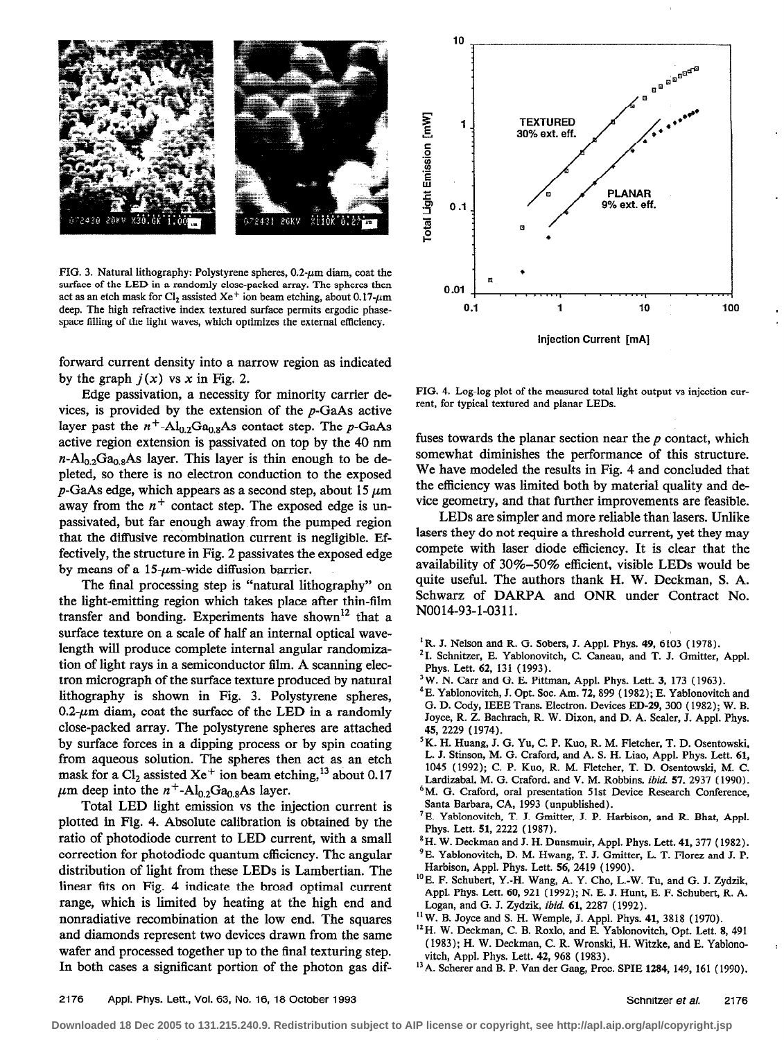FIG. 3. Natural lithography: Polystyrene spheres, 0.2-$\mu$m diam, coat the surface of the LED in a randomly close-packed array. The spheres then act as an etch mask for $Cl_2$ assisted $Xe^+$ ion beam etching, about 0.17-$\mu$m deep. The high refractive index textured surface permits ergodic phase-space filling of the light waves, which optimizes the external efficiency.

10
1
0.1
0.01
Total Light Emission [mW]
TEXTURED
30% ext. eff.
PLANAR
9% ext. eff.
0.1
1
10
100
Injection Current [mA]

FIG. 4. Log-log plot of the measured total light output vs injection current, for typical textured and planar LEDs.

forward current density into a narrow region as indicated by the graph $j(x)$ vs $x$ in Fig. 2.

Edge passivation, a necessity for minority carrier devices, is provided by the extension of the $p$-GaAs active layer past the $n^+$-$Al_{0.2}Ga_{0.8}As$ contact step. The $p$-GaAs active region extension is passivated on top by the 40 nm $n$-$Al_{0.2}Ga_{0.8}As$ layer. This layer is thin enough to be depleted, so there is no electron conduction to the exposed $p$-GaAs edge, which appears as a second step, about 15 $\mu$m away from the $n^+$ contact step. The exposed edge is unpassivated, but far enough away from the pumped region that the diffusive recombination current is negligible. Effectively, the structure in Fig. 2 passivates the exposed edge by means of a 15-$\mu$m-wide diffusion barrier.

The final processing step is "natural lithography" on the light-emitting region which takes place after thin-film transfer and bonding. Experiments have shown[12] that a surface texture on a scale of half an internal optical wavelength will produce complete internal angular randomization of light rays in a semiconductor film. A scanning electron micrograph of the surface texture produced by natural lithography is shown in Fig. 3. Polystyrene spheres, 0.2-$\mu$m diam, coat the surface of the LED in a randomly close-packed array. The polystyrene spheres are attached by surface forces in a dipping process or by spin coating from aqueous solution. The spheres then act as an etch mask for a $Cl_2$ assisted $Xe^+$ ion beam etching,[13] about 0.17 $\mu$m deep into the $n^+$-$Al_{0.2}Ga_{0.8}As$ layer.

Total LED light emission vs the injection current is plotted in Fig. 4. Absolute calibration is obtained by the ratio of photodiode current to LED current, with a small correction for photodiode quantum efficiency. The angular distribution of light from these LEDs is Lambertian. The linear fits on Fig. 4 indicate the broad optimal current range, which is limited by heating at the high end and nonradiative recombination at the low end. The squares and diamonds represent two devices drawn from the same wafer and processed together up to the final texturing step. In both cases a significant portion of the photon gas diffuses towards the planar section near the $p$ contact, which somewhat diminishes the performance of this structure. We have modeled the results in Fig. 4 and concluded that the efficiency was limited both by material quality and device geometry, and that further improvements are feasible.

LEDs are simpler and more reliable than lasers. Unlike lasers they do not require a threshold current, yet they may compete with laser diode efficiency. It is clear that the availability of 30%–50% efficient, visible LEDs would be quite useful. The authors thank H. W. Deckman, S. A. Schwarz of DARPA and ONR under Contract No. N0014-93-1-0311.

[1] R. J. Nelson and R. G. Sobers, J. Appl. Phys. **49**, 6103 (1978).
[2] I. Schnitzer, E. Yablonovitch, C. Caneau, and T. J. Gmitter, Appl. Phys. Lett. **62**, 131 (1993).
[3] W. N. Carr and G. E. Pittman, Appl. Phys. Lett. **3**, 173 (1963).
[4] E. Yablonovitch, J. Opt. Soc. Am. **72**, 899 (1982); E. Yablonovitch and G. D. Cody, IEEE Trans. Electron. Devices **ED-29**, 300 (1982); W. B. Joyce, R. Z. Bachrach, R. W. Dixon, and D. A. Sealer, J. Appl. Phys. **45**, 2229 (1974).
[5] K. H. Huang, J. G. Yu, C. P. Kuo, R. M. Fletcher, T. D. Osentowski, L. J. Stinson, M. G. Craford, and A. S. H. Liao, Appl. Phys. Lett. **61**, 1045 (1992); C. P. Kuo, R. M. Fletcher, T. D. Osentowski, M. C. Lardizabal, M. G. Craford, and V. M. Robbins, *ibid.* **57**, 2937 (1990).
[6] M. G. Craford, oral presentation 51st Device Research Conference, Santa Barbara, CA, 1993 (unpublished).
[7] E. Yablonovitch, T. J. Gmitter, J. P. Harbison, and R. Bhat, Appl. Phys. Lett. **51**, 2222 (1987).
[8] H. W. Deckman and J. H. Dunsmuir, Appl. Phys. Lett. **41**, 377 (1982).
[9] E. Yablonovitch, D. M. Hwang, T. J. Gmitter, L. T. Florez and J. P. Harbison, Appl. Phys. Lett. **56**, 2419 (1990).
[10] E. F. Schubert, Y.-H. Wang, A. Y. Cho, L.-W. Tu, and G. J. Zydzik, Appl. Phys. Lett. **60**, 921 (1992); N. E. J. Hunt, E. F. Schubert, R. A. Logan, and G. J. Zydzik, *ibid.* **61**, 2287 (1992).
[11] W. B. Joyce and S. H. Wemple, J. Appl. Phys. **41**, 3818 (1970).
[12] H. W. Deckman, C. B. Roxlo, and E. Yablonovitch, Opt. Lett. **8**, 491 (1983); H. W. Deckman, C. R. Wronski, H. Witzke, and E. Yablonovitch, Appl. Phys. Lett. **42**, 968 (1983).
[13] A. Scherer and B. P. Van der Gaag, Proc. SPIE **1284**, 149, 161 (1990).